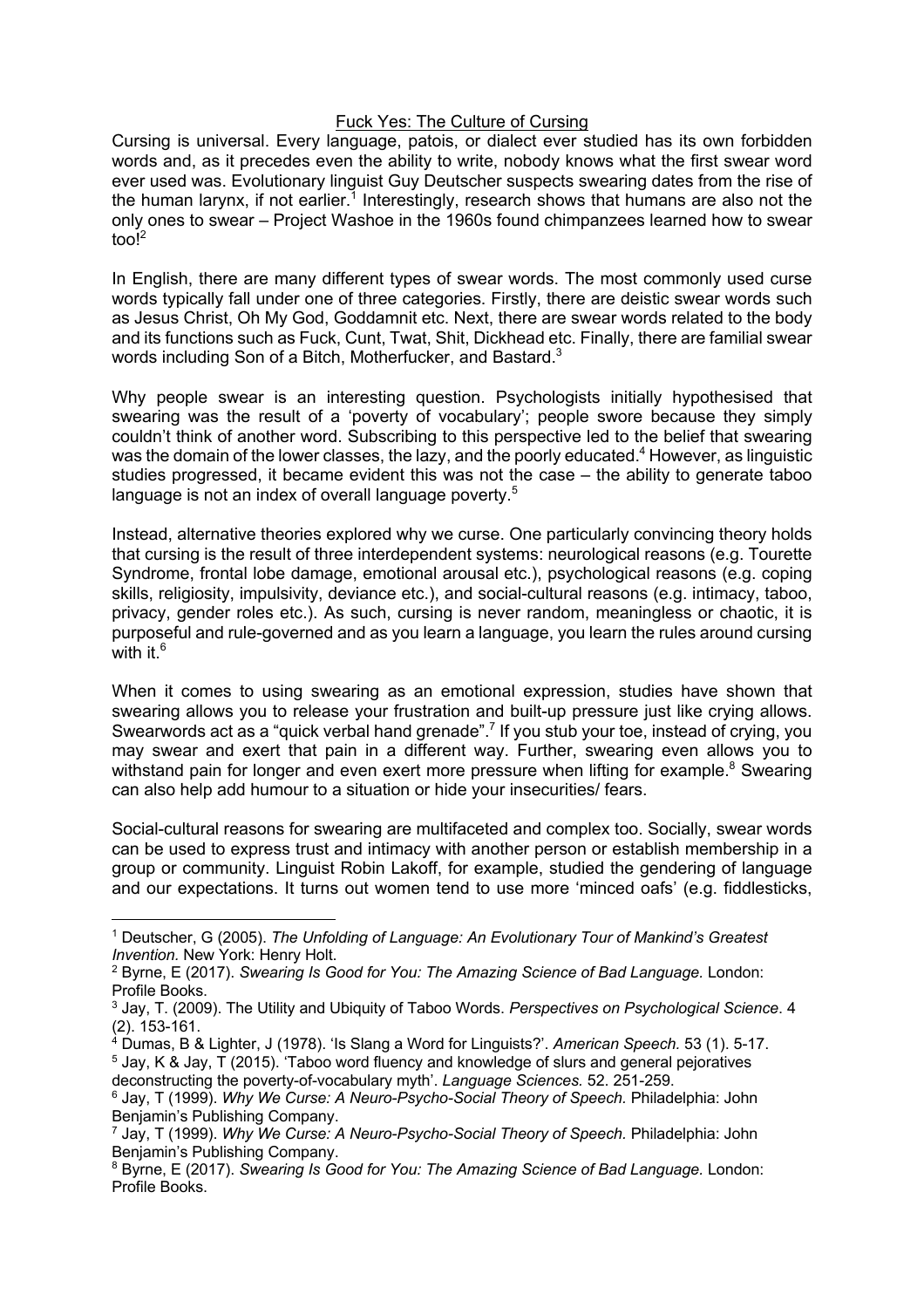# Fuck Yes: The Culture of Cursing

Cursing is universal. Every language, patois, or dialect ever studied has its own forbidden words and, as it precedes even the ability to write, nobody knows what the first swear word ever used was. Evolutionary linguist Guy Deutscher suspects swearing dates from the rise of the human larynx, if not earlier.[1] Interestingly, research shows that humans are also not the only ones to swear – Project Washoe in the 1960s found chimpanzees learned how to swear too![2]

In English, there are many different types of swear words. The most commonly used curse words typically fall under one of three categories. Firstly, there are deistic swear words such as Jesus Christ, Oh My God, Goddamnit etc. Next, there are swear words related to the body and its functions such as Fuck, Cunt, Twat, Shit, Dickhead etc. Finally, there are familial swear words including Son of a Bitch, Motherfucker, and Bastard.[3]

Why people swear is an interesting question. Psychologists initially hypothesised that swearing was the result of a 'poverty of vocabulary'; people swore because they simply couldn't think of another word. Subscribing to this perspective led to the belief that swearing was the domain of the lower classes, the lazy, and the poorly educated.[4] However, as linguistic studies progressed, it became evident this was not the case – the ability to generate taboo language is not an index of overall language poverty.[5]

Instead, alternative theories explored why we curse. One particularly convincing theory holds that cursing is the result of three interdependent systems: neurological reasons (e.g. Tourette Syndrome, frontal lobe damage, emotional arousal etc.), psychological reasons (e.g. coping skills, religiosity, impulsivity, deviance etc.), and social-cultural reasons (e.g. intimacy, taboo, privacy, gender roles etc.). As such, cursing is never random, meaningless or chaotic, it is purposeful and rule-governed and as you learn a language, you learn the rules around cursing with it.[6]

When it comes to using swearing as an emotional expression, studies have shown that swearing allows you to release your frustration and built-up pressure just like crying allows. Swearwords act as a "quick verbal hand grenade".[7] If you stub your toe, instead of crying, you may swear and exert that pain in a different way. Further, swearing even allows you to withstand pain for longer and even exert more pressure when lifting for example.[8] Swearing can also help add humour to a situation or hide your insecurities/ fears.

Social-cultural reasons for swearing are multifaceted and complex too. Socially, swear words can be used to express trust and intimacy with another person or establish membership in a group or community. Linguist Robin Lakoff, for example, studied the gendering of language and our expectations. It turns out women tend to use more 'minced oafs' (e.g. fiddlesticks,

---

[1] Deutscher, G (2005). *The Unfolding of Language: An Evolutionary Tour of Mankind's Greatest Invention*. New York: Henry Holt.

[2] Byrne, E (2017). *Swearing Is Good for You: The Amazing Science of Bad Language.* London: Profile Books.

[3] Jay, T. (2009). The Utility and Ubiquity of Taboo Words. *Perspectives on Psychological Science*. 4 (2). 153-161.

[4] Dumas, B & Lighter, J (1978). 'Is Slang a Word for Linguists?'. *American Speech.* 53 (1). 5-17.

[5] Jay, K & Jay, T (2015). 'Taboo word fluency and knowledge of slurs and general pejoratives deconstructing the poverty-of-vocabulary myth'. *Language Sciences.* 52. 251-259.

[6] Jay, T (1999). *Why We Curse: A Neuro-Psycho-Social Theory of Speech.* Philadelphia: John Benjamin's Publishing Company.

[7] Jay, T (1999). *Why We Curse: A Neuro-Psycho-Social Theory of Speech.* Philadelphia: John Benjamin's Publishing Company.

[8] Byrne, E (2017). *Swearing Is Good for You: The Amazing Science of Bad Language.* London: Profile Books.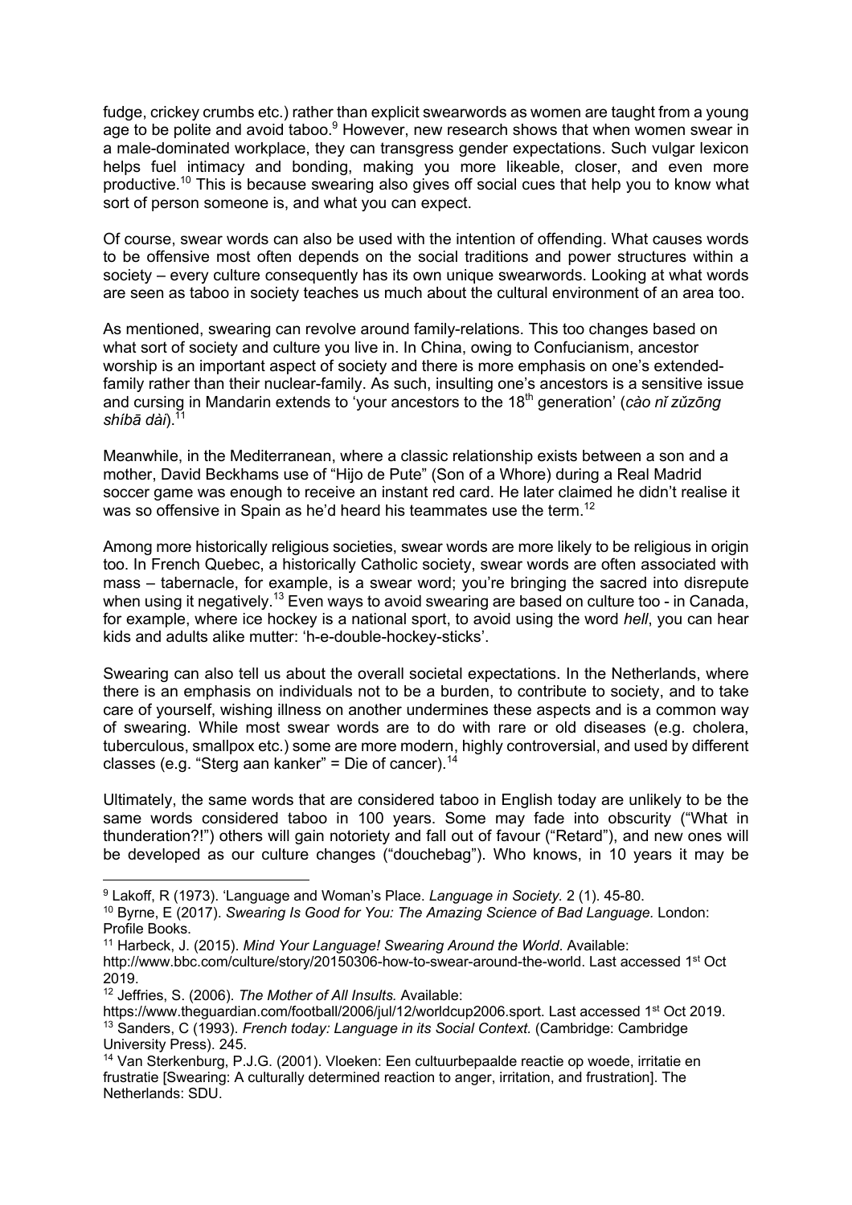fudge, crickey crumbs etc.) rather than explicit swearwords as women are taught from a young age to be polite and avoid taboo.[9] However, new research shows that when women swear in a male-dominated workplace, they can transgress gender expectations. Such vulgar lexicon helps fuel intimacy and bonding, making you more likeable, closer, and even more productive.[10] This is because swearing also gives off social cues that help you to know what sort of person someone is, and what you can expect.

Of course, swear words can also be used with the intention of offending. What causes words to be offensive most often depends on the social traditions and power structures within a society – every culture consequently has its own unique swearwords. Looking at what words are seen as taboo in society teaches us much about the cultural environment of an area too.

As mentioned, swearing can revolve around family-relations. This too changes based on what sort of society and culture you live in. In China, owing to Confucianism, ancestor worship is an important aspect of society and there is more emphasis on one's extended-family rather than their nuclear-family. As such, insulting one's ancestors is a sensitive issue and cursing in Mandarin extends to 'your ancestors to the 18th generation' (*cào nǐ zǔzōng shíbā dài*).[11]

Meanwhile, in the Mediterranean, where a classic relationship exists between a son and a mother, David Beckhams use of "Hijo de Pute" (Son of a Whore) during a Real Madrid soccer game was enough to receive an instant red card. He later claimed he didn't realise it was so offensive in Spain as he'd heard his teammates use the term.[12]

Among more historically religious societies, swear words are more likely to be religious in origin too. In French Quebec, a historically Catholic society, swear words are often associated with mass – tabernacle, for example, is a swear word; you're bringing the sacred into disrepute when using it negatively.[13] Even ways to avoid swearing are based on culture too - in Canada, for example, where ice hockey is a national sport, to avoid using the word *hell*, you can hear kids and adults alike mutter: 'h-e-double-hockey-sticks'.

Swearing can also tell us about the overall societal expectations. In the Netherlands, where there is an emphasis on individuals not to be a burden, to contribute to society, and to take care of yourself, wishing illness on another undermines these aspects and is a common way of swearing. While most swear words are to do with rare or old diseases (e.g. cholera, tuberculous, smallpox etc.) some are more modern, highly controversial, and used by different classes (e.g. "Sterg aan kanker" = Die of cancer).[14]

Ultimately, the same words that are considered taboo in English today are unlikely to be the same words considered taboo in 100 years. Some may fade into obscurity ("What in thunderation?!") others will gain notoriety and fall out of favour ("Retard"), and new ones will be developed as our culture changes ("douchebag"). Who knows, in 10 years it may be

---

[9] Lakoff, R (1973). 'Language and Woman's Place. *Language in Society*. 2 (1). 45-80.

[10] Byrne, E (2017). *Swearing Is Good for You: The Amazing Science of Bad Language.* London: Profile Books.

[11] Harbeck, J. (2015). *Mind Your Language! Swearing Around the World*. Available: http://www.bbc.com/culture/story/20150306-how-to-swear-around-the-world. Last accessed 1st Oct 2019.

[12] Jeffries, S. (2006). *The Mother of All Insults.* Available: https://www.theguardian.com/football/2006/jul/12/worldcup2006.sport. Last accessed 1st Oct 2019.

[13] Sanders, C (1993). *French today: Language in its Social Context.* (Cambridge: Cambridge University Press). 245.

[14] Van Sterkenburg, P.J.G. (2001). Vloeken: Een cultuurbepaalde reactie op woede, irritatie en frustratie [Swearing: A culturally determined reaction to anger, irritation, and frustration]. The Netherlands: SDU.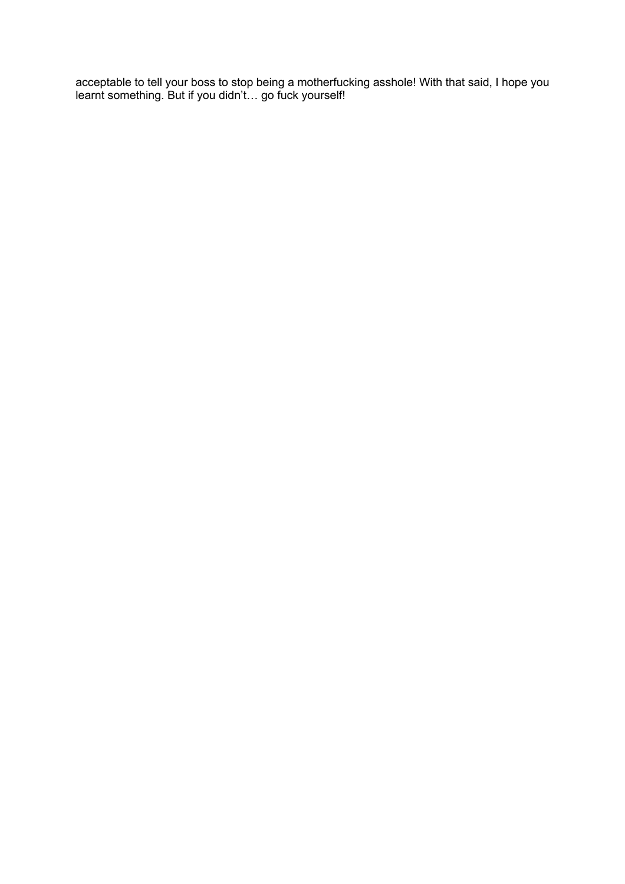acceptable to tell your boss to stop being a motherfucking asshole! With that said, I hope you learnt something. But if you didn't… go fuck yourself!